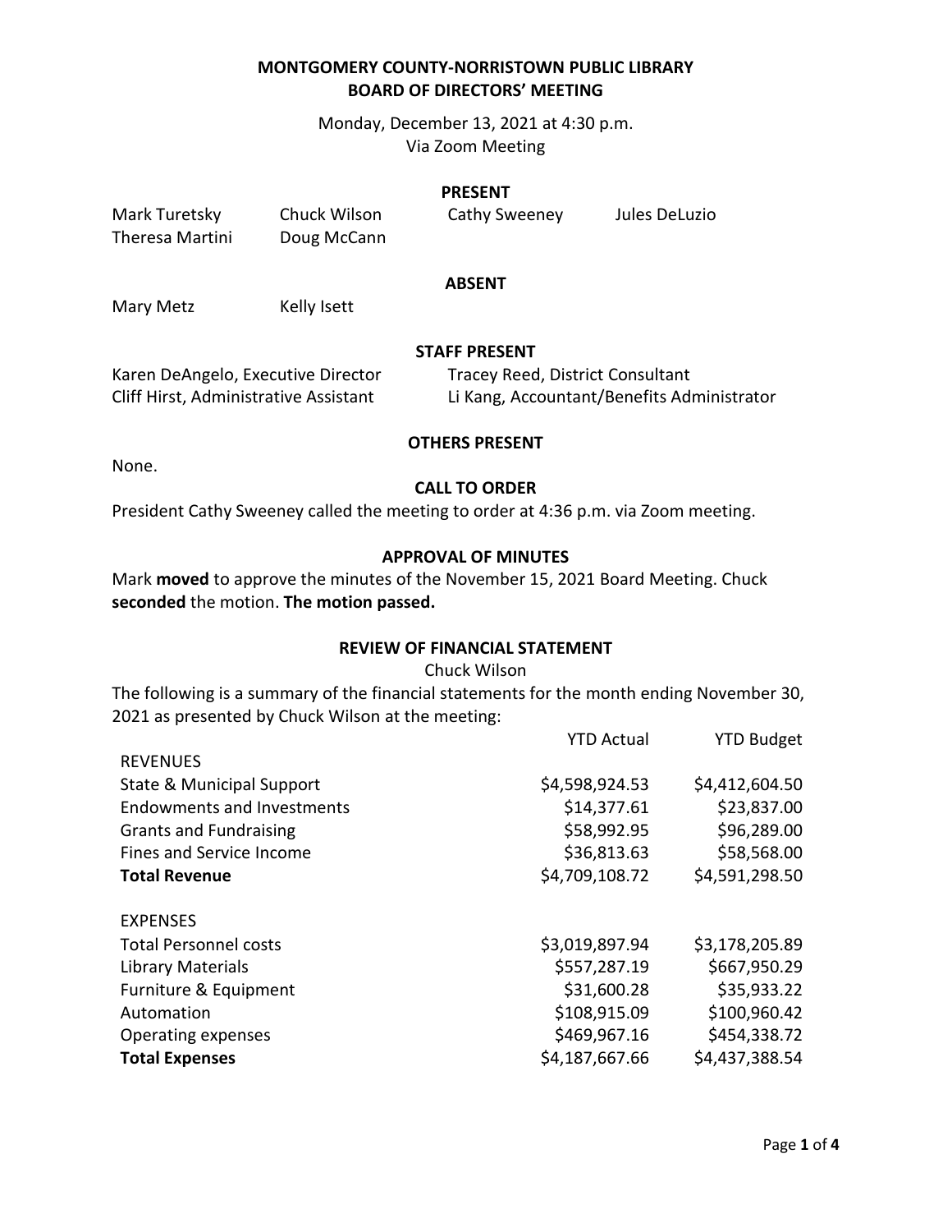# MONTGOMERY COUNTY-NORRISTOWN PUBLIC LIBRARY
# BOARD OF DIRECTORS' MEETING

Monday, December 13, 2021 at 4:30 p.m.
Via Zoom Meeting

## PRESENT

| | | | |
|---|---|---|---|
| Mark Turetsky | Chuck Wilson | Cathy Sweeney | Jules DeLuzio |
| Theresa Martini | Doug McCann | | |

## ABSENT

Mary Metz    Kelly Isett

## STAFF PRESENT

| | |
|---|---|
| Karen DeAngelo, Executive Director | Tracey Reed, District Consultant |
| Cliff Hirst, Administrative Assistant | Li Kang, Accountant/Benefits Administrator |

## OTHERS PRESENT

None.

## CALL TO ORDER

President Cathy Sweeney called the meeting to order at 4:36 p.m. via Zoom meeting.

## APPROVAL OF MINUTES

Mark **moved** to approve the minutes of the November 15, 2021 Board Meeting. Chuck **seconded** the motion. **The motion passed.**

## REVIEW OF FINANCIAL STATEMENT

Chuck Wilson

The following is a summary of the financial statements for the month ending November 30, 2021 as presented by Chuck Wilson at the meeting:

| | YTD Actual | YTD Budget |
|---|---|---|
| REVENUES | | |
| State & Municipal Support | $4,598,924.53 | $4,412,604.50 |
| Endowments and Investments | $14,377.61 | $23,837.00 |
| Grants and Fundraising | $58,992.95 | $96,289.00 |
| Fines and Service Income | $36,813.63 | $58,568.00 |
| **Total Revenue** | $4,709,108.72 | $4,591,298.50 |
| | | |
| EXPENSES | | |
| Total Personnel costs | $3,019,897.94 | $3,178,205.89 |
| Library Materials | $557,287.19 | $667,950.29 |
| Furniture & Equipment | $31,600.28 | $35,933.22 |
| Automation | $108,915.09 | $100,960.42 |
| Operating expenses | $469,967.16 | $454,338.72 |
| **Total Expenses** | $4,187,667.66 | $4,437,388.54 |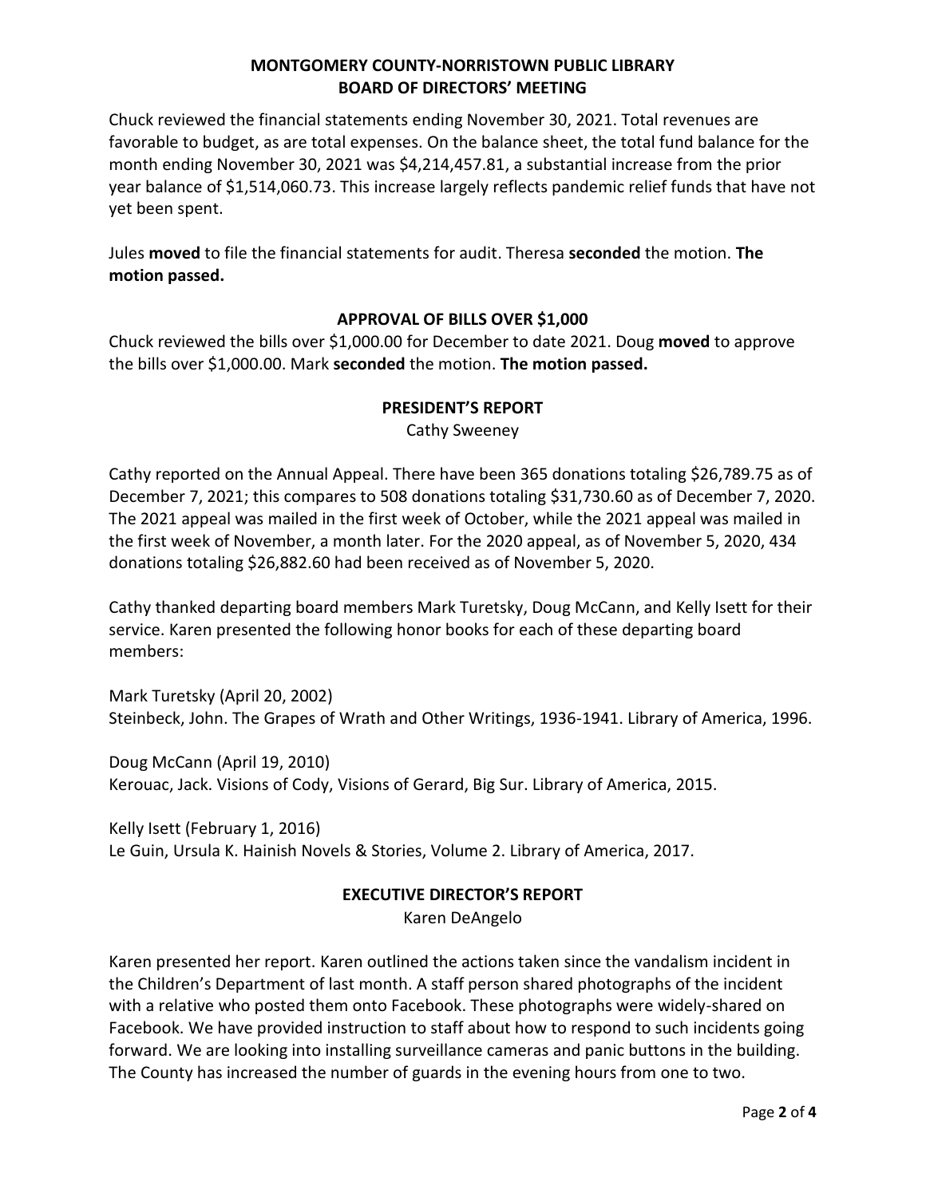# MONTGOMERY COUNTY-NORRISTOWN PUBLIC LIBRARY
# BOARD OF DIRECTORS' MEETING

Chuck reviewed the financial statements ending November 30, 2021. Total revenues are favorable to budget, as are total expenses. On the balance sheet, the total fund balance for the month ending November 30, 2021 was $4,214,457.81, a substantial increase from the prior year balance of $1,514,060.73. This increase largely reflects pandemic relief funds that have not yet been spent.

Jules **moved** to file the financial statements for audit. Theresa **seconded** the motion. **The motion passed.**

## APPROVAL OF BILLS OVER $1,000

Chuck reviewed the bills over $1,000.00 for December to date 2021. Doug **moved** to approve the bills over $1,000.00. Mark **seconded** the motion. **The motion passed.**

## PRESIDENT'S REPORT

Cathy Sweeney

Cathy reported on the Annual Appeal. There have been 365 donations totaling $26,789.75 as of December 7, 2021; this compares to 508 donations totaling $31,730.60 as of December 7, 2020. The 2021 appeal was mailed in the first week of October, while the 2021 appeal was mailed in the first week of November, a month later. For the 2020 appeal, as of November 5, 2020, 434 donations totaling $26,882.60 had been received as of November 5, 2020.

Cathy thanked departing board members Mark Turetsky, Doug McCann, and Kelly Isett for their service. Karen presented the following honor books for each of these departing board members:

Mark Turetsky (April 20, 2002)
Steinbeck, John. The Grapes of Wrath and Other Writings, 1936-1941. Library of America, 1996.

Doug McCann (April 19, 2010)
Kerouac, Jack. Visions of Cody, Visions of Gerard, Big Sur. Library of America, 2015.

Kelly Isett (February 1, 2016)
Le Guin, Ursula K. Hainish Novels & Stories, Volume 2. Library of America, 2017.

## EXECUTIVE DIRECTOR'S REPORT

Karen DeAngelo

Karen presented her report. Karen outlined the actions taken since the vandalism incident in the Children's Department of last month. A staff person shared photographs of the incident with a relative who posted them onto Facebook. These photographs were widely-shared on Facebook. We have provided instruction to staff about how to respond to such incidents going forward. We are looking into installing surveillance cameras and panic buttons in the building. The County has increased the number of guards in the evening hours from one to two.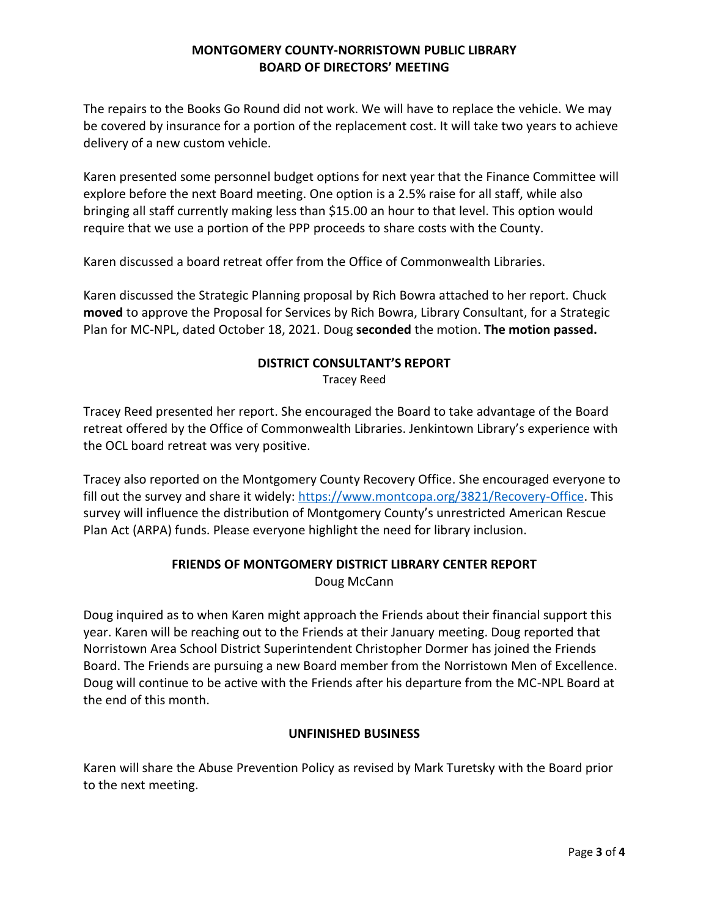The repairs to the Books Go Round did not work. We will have to replace the vehicle. We may be covered by insurance for a portion of the replacement cost. It will take two years to achieve delivery of a new custom vehicle.

Karen presented some personnel budget options for next year that the Finance Committee will explore before the next Board meeting. One option is a 2.5% raise for all staff, while also bringing all staff currently making less than $15.00 an hour to that level. This option would require that we use a portion of the PPP proceeds to share costs with the County.

Karen discussed a board retreat offer from the Office of Commonwealth Libraries.

Karen discussed the Strategic Planning proposal by Rich Bowra attached to her report. Chuck **moved** to approve the Proposal for Services by Rich Bowra, Library Consultant, for a Strategic Plan for MC-NPL, dated October 18, 2021. Doug **seconded** the motion. **The motion passed.**

## DISTRICT CONSULTANT'S REPORT

Tracey Reed

Tracey Reed presented her report. She encouraged the Board to take advantage of the Board retreat offered by the Office of Commonwealth Libraries. Jenkintown Library's experience with the OCL board retreat was very positive.

Tracey also reported on the Montgomery County Recovery Office. She encouraged everyone to fill out the survey and share it widely: https://www.montcopa.org/3821/Recovery-Office. This survey will influence the distribution of Montgomery County's unrestricted American Rescue Plan Act (ARPA) funds. Please everyone highlight the need for library inclusion.

## FRIENDS OF MONTGOMERY DISTRICT LIBRARY CENTER REPORT

Doug McCann

Doug inquired as to when Karen might approach the Friends about their financial support this year. Karen will be reaching out to the Friends at their January meeting. Doug reported that Norristown Area School District Superintendent Christopher Dormer has joined the Friends Board. The Friends are pursuing a new Board member from the Norristown Men of Excellence. Doug will continue to be active with the Friends after his departure from the MC-NPL Board at the end of this month.

## UNFINISHED BUSINESS

Karen will share the Abuse Prevention Policy as revised by Mark Turetsky with the Board prior to the next meeting.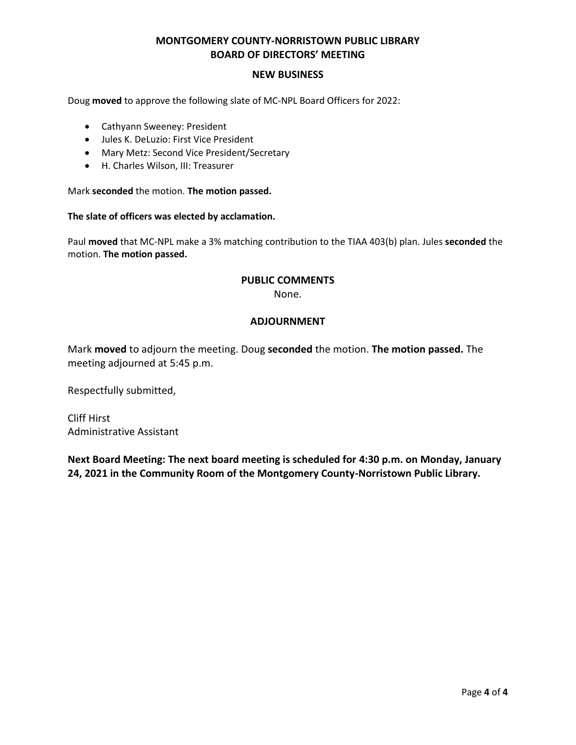# MONTGOMERY COUNTY-NORRISTOWN PUBLIC LIBRARY
# BOARD OF DIRECTORS' MEETING

## NEW BUSINESS

Doug **moved** to approve the following slate of MC-NPL Board Officers for 2022:

- Cathyann Sweeney: President
- Jules K. DeLuzio: First Vice President
- Mary Metz: Second Vice President/Secretary
- H. Charles Wilson, III: Treasurer

Mark **seconded** the motion. **The motion passed.**

**The slate of officers was elected by acclamation.**

Paul **moved** that MC-NPL make a 3% matching contribution to the TIAA 403(b) plan. Jules **seconded** the motion. **The motion passed.**

## PUBLIC COMMENTS

None.

## ADJOURNMENT

Mark **moved** to adjourn the meeting. Doug **seconded** the motion. **The motion passed.** The meeting adjourned at 5:45 p.m.

Respectfully submitted,

Cliff Hirst
Administrative Assistant

**Next Board Meeting: The next board meeting is scheduled for 4:30 p.m. on Monday, January 24, 2021 in the Community Room of the Montgomery County-Norristown Public Library.**